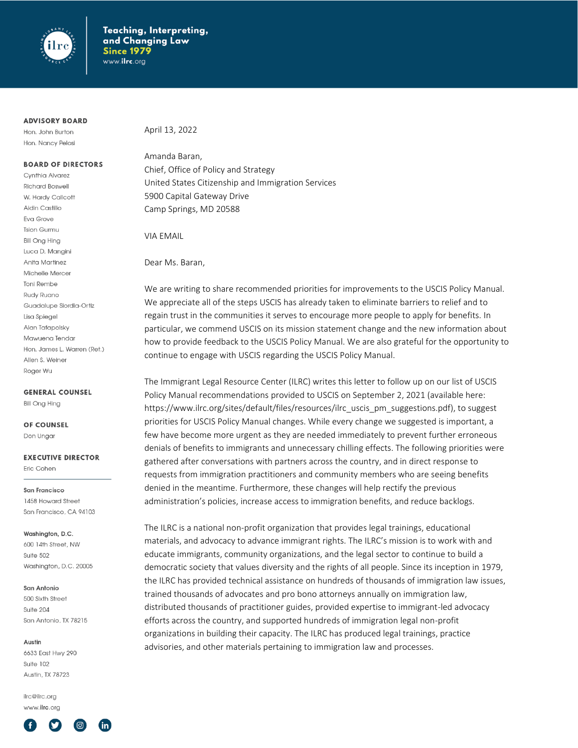Teaching, Interpreting, and Changing Law
Since 1979
www.ilrc.org

**ADVISORY BOARD**
Hon. John Burton
Hon. Nancy Pelosi

**BOARD OF DIRECTORS**
Cynthia Alvarez
Richard Boswell
W. Hardy Callcott
Aidin Castillo
Eva Grove
Tsion Gurmu
Bill Ong Hing
Luca D. Mangini
Anita Martinez
Michelle Mercer
Toni Rembe
Rudy Ruano
Guadalupe Siordia-Ortiz
Lisa Spiegel
Alan Tafapolsky
Mawuena Tendar
Hon. James L. Warren (Ret.)
Allen S. Weiner
Roger Wu

**GENERAL COUNSEL**
Bill Ong Hing

**OF COUNSEL**
Don Ungar

**EXECUTIVE DIRECTOR**
Eric Cohen

**San Francisco**
1458 Howard Street
San Francisco, CA 94103

**Washington, D.C.**
600 14th Street, NW
Suite 502
Washington, D.C. 20005

**San Antonio**
500 Sixth Street
Suite 204
San Antonio, TX 78215

**Austin**
6633 East Hwy 290
Suite 102
Austin, TX 78723

ilrc@ilrc.org
www.ilrc.org

April 13, 2022

Amanda Baran,
Chief, Office of Policy and Strategy
United States Citizenship and Immigration Services
5900 Capital Gateway Drive
Camp Springs, MD 20588

VIA EMAIL

Dear Ms. Baran,

We are writing to share recommended priorities for improvements to the USCIS Policy Manual. We appreciate all of the steps USCIS has already taken to eliminate barriers to relief and to regain trust in the communities it serves to encourage more people to apply for benefits. In particular, we commend USCIS on its mission statement change and the new information about how to provide feedback to the USCIS Policy Manual. We are also grateful for the opportunity to continue to engage with USCIS regarding the USCIS Policy Manual.

The Immigrant Legal Resource Center (ILRC) writes this letter to follow up on our list of USCIS Policy Manual recommendations provided to USCIS on September 2, 2021 (available here: https://www.ilrc.org/sites/default/files/resources/ilrc_uscis_pm_suggestions.pdf), to suggest priorities for USCIS Policy Manual changes. While every change we suggested is important, a few have become more urgent as they are needed immediately to prevent further erroneous denials of benefits to immigrants and unnecessary chilling effects. The following priorities were gathered after conversations with partners across the country, and in direct response to requests from immigration practitioners and community members who are seeing benefits denied in the meantime. Furthermore, these changes will help rectify the previous administration's policies, increase access to immigration benefits, and reduce backlogs.

The ILRC is a national non-profit organization that provides legal trainings, educational materials, and advocacy to advance immigrant rights. The ILRC's mission is to work with and educate immigrants, community organizations, and the legal sector to continue to build a democratic society that values diversity and the rights of all people. Since its inception in 1979, the ILRC has provided technical assistance on hundreds of thousands of immigration law issues, trained thousands of advocates and pro bono attorneys annually on immigration law, distributed thousands of practitioner guides, provided expertise to immigrant-led advocacy efforts across the country, and supported hundreds of immigration legal non-profit organizations in building their capacity. The ILRC has produced legal trainings, practice advisories, and other materials pertaining to immigration law and processes.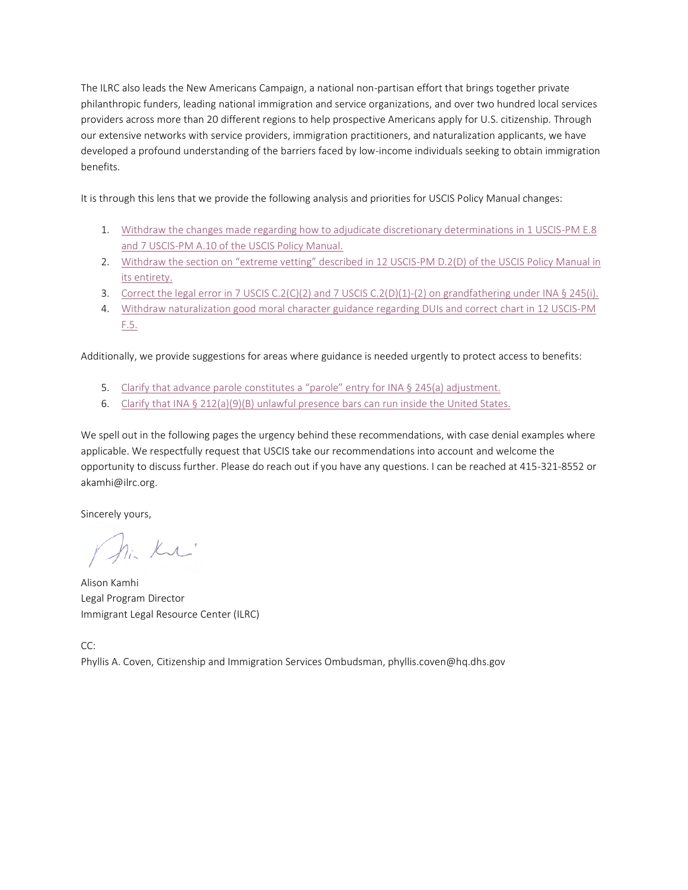The ILRC also leads the New Americans Campaign, a national non-partisan effort that brings together private philanthropic funders, leading national immigration and service organizations, and over two hundred local services providers across more than 20 different regions to help prospective Americans apply for U.S. citizenship. Through our extensive networks with service providers, immigration practitioners, and naturalization applicants, we have developed a profound understanding of the barriers faced by low-income individuals seeking to obtain immigration benefits.

It is through this lens that we provide the following analysis and priorities for USCIS Policy Manual changes:

1. Withdraw the changes made regarding how to adjudicate discretionary determinations in 1 USCIS-PM E.8 and 7 USCIS-PM A.10 of the USCIS Policy Manual.
2. Withdraw the section on "extreme vetting" described in 12 USCIS-PM D.2(D) of the USCIS Policy Manual in its entirety.
3. Correct the legal error in 7 USCIS C.2(C)(2) and 7 USCIS C.2(D)(1)-(2) on grandfathering under INA § 245(i).
4. Withdraw naturalization good moral character guidance regarding DUIs and correct chart in 12 USCIS-PM F.5.

Additionally, we provide suggestions for areas where guidance is needed urgently to protect access to benefits:

5. Clarify that advance parole constitutes a "parole" entry for INA § 245(a) adjustment.
6. Clarify that INA § 212(a)(9)(B) unlawful presence bars can run inside the United States.

We spell out in the following pages the urgency behind these recommendations, with case denial examples where applicable. We respectfully request that USCIS take our recommendations into account and welcome the opportunity to discuss further. Please do reach out if you have any questions. I can be reached at 415-321-8552 or akamhi@ilrc.org.

Sincerely yours,

Alison Kamhi
Legal Program Director
Immigrant Legal Resource Center (ILRC)

CC:
Phyllis A. Coven, Citizenship and Immigration Services Ombudsman, phyllis.coven@hq.dhs.gov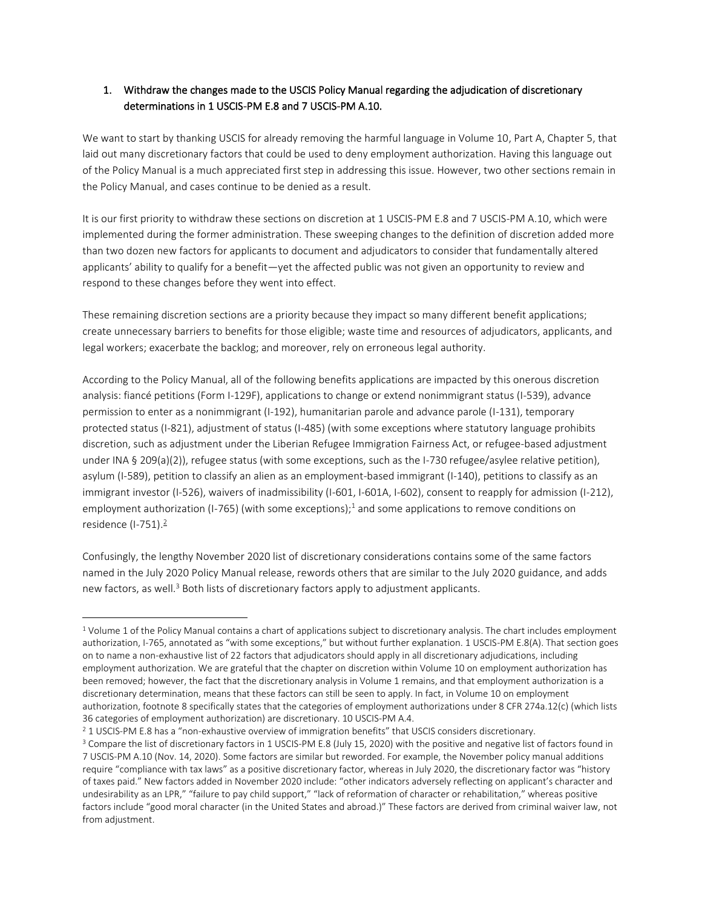## 1. Withdraw the changes made to the USCIS Policy Manual regarding the adjudication of discretionary determinations in 1 USCIS-PM E.8 and 7 USCIS-PM A.10.

We want to start by thanking USCIS for already removing the harmful language in Volume 10, Part A, Chapter 5, that laid out many discretionary factors that could be used to deny employment authorization. Having this language out of the Policy Manual is a much appreciated first step in addressing this issue. However, two other sections remain in the Policy Manual, and cases continue to be denied as a result.

It is our first priority to withdraw these sections on discretion at 1 USCIS-PM E.8 and 7 USCIS-PM A.10, which were implemented during the former administration. These sweeping changes to the definition of discretion added more than two dozen new factors for applicants to document and adjudicators to consider that fundamentally altered applicants' ability to qualify for a benefit—yet the affected public was not given an opportunity to review and respond to these changes before they went into effect.

These remaining discretion sections are a priority because they impact so many different benefit applications; create unnecessary barriers to benefits for those eligible; waste time and resources of adjudicators, applicants, and legal workers; exacerbate the backlog; and moreover, rely on erroneous legal authority.

According to the Policy Manual, all of the following benefits applications are impacted by this onerous discretion analysis: fiancé petitions (Form I-129F), applications to change or extend nonimmigrant status (I-539), advance permission to enter as a nonimmigrant (I-192), humanitarian parole and advance parole (I-131), temporary protected status (I-821), adjustment of status (I-485) (with some exceptions where statutory language prohibits discretion, such as adjustment under the Liberian Refugee Immigration Fairness Act, or refugee-based adjustment under INA § 209(a)(2)), refugee status (with some exceptions, such as the I-730 refugee/asylee relative petition), asylum (I-589), petition to classify an alien as an employment-based immigrant (I-140), petitions to classify as an immigrant investor (I-526), waivers of inadmissibility (I-601, I-601A, I-602), consent to reapply for admission (I-212), employment authorization (I-765) (with some exceptions);[1] and some applications to remove conditions on residence (I-751).[2]

Confusingly, the lengthy November 2020 list of discretionary considerations contains some of the same factors named in the July 2020 Policy Manual release, rewords others that are similar to the July 2020 guidance, and adds new factors, as well.[3] Both lists of discretionary factors apply to adjustment applicants.

---

[1] Volume 1 of the Policy Manual contains a chart of applications subject to discretionary analysis. The chart includes employment authorization, I-765, annotated as "with some exceptions," but without further explanation. 1 USCIS-PM E.8(A). That section goes on to name a non-exhaustive list of 22 factors that adjudicators should apply in all discretionary adjudications, including employment authorization. We are grateful that the chapter on discretion within Volume 10 on employment authorization has been removed; however, the fact that the discretionary analysis in Volume 1 remains, and that employment authorization is a discretionary determination, means that these factors can still be seen to apply. In fact, in Volume 10 on employment authorization, footnote 8 specifically states that the categories of employment authorizations under 8 CFR 274a.12(c) (which lists 36 categories of employment authorization) are discretionary. 10 USCIS-PM A.4.

[2] 1 USCIS-PM E.8 has a "non-exhaustive overview of immigration benefits" that USCIS considers discretionary.

[3] Compare the list of discretionary factors in 1 USCIS-PM E.8 (July 15, 2020) with the positive and negative list of factors found in 7 USCIS-PM A.10 (Nov. 14, 2020). Some factors are similar but reworded. For example, the November policy manual additions require "compliance with tax laws" as a positive discretionary factor, whereas in July 2020, the discretionary factor was "history of taxes paid." New factors added in November 2020 include: "other indicators adversely reflecting on applicant's character and undesirability as an LPR," "failure to pay child support," "lack of reformation of character or rehabilitation," whereas positive factors include "good moral character (in the United States and abroad.)" These factors are derived from criminal waiver law, not from adjustment.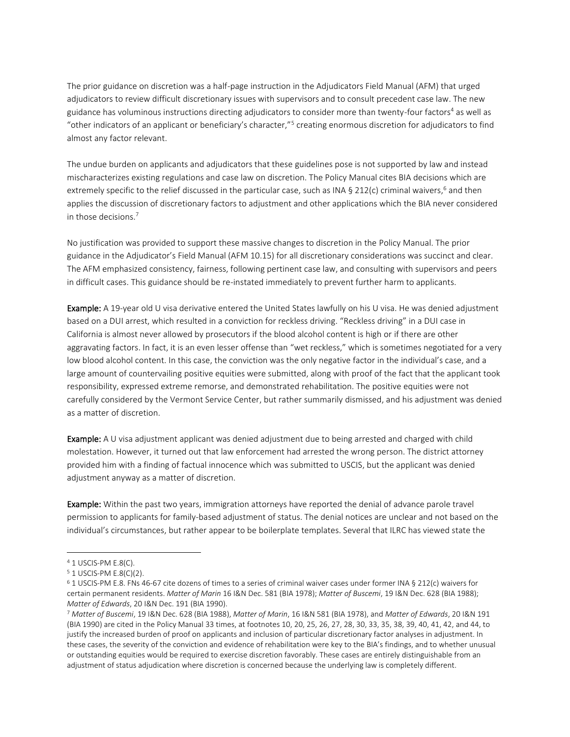The prior guidance on discretion was a half-page instruction in the Adjudicators Field Manual (AFM) that urged adjudicators to review difficult discretionary issues with supervisors and to consult precedent case law. The new guidance has voluminous instructions directing adjudicators to consider more than twenty-four factors[4] as well as "other indicators of an applicant or beneficiary's character,"[5] creating enormous discretion for adjudicators to find almost any factor relevant.

The undue burden on applicants and adjudicators that these guidelines pose is not supported by law and instead mischaracterizes existing regulations and case law on discretion. The Policy Manual cites BIA decisions which are extremely specific to the relief discussed in the particular case, such as INA § 212(c) criminal waivers,[6] and then applies the discussion of discretionary factors to adjustment and other applications which the BIA never considered in those decisions.[7]

No justification was provided to support these massive changes to discretion in the Policy Manual. The prior guidance in the Adjudicator's Field Manual (AFM 10.15) for all discretionary considerations was succinct and clear. The AFM emphasized consistency, fairness, following pertinent case law, and consulting with supervisors and peers in difficult cases. This guidance should be re-instated immediately to prevent further harm to applicants.

**Example:** A 19-year old U visa derivative entered the United States lawfully on his U visa. He was denied adjustment based on a DUI arrest, which resulted in a conviction for reckless driving. "Reckless driving" in a DUI case in California is almost never allowed by prosecutors if the blood alcohol content is high or if there are other aggravating factors. In fact, it is an even lesser offense than "wet reckless," which is sometimes negotiated for a very low blood alcohol content. In this case, the conviction was the only negative factor in the individual's case, and a large amount of countervailing positive equities were submitted, along with proof of the fact that the applicant took responsibility, expressed extreme remorse, and demonstrated rehabilitation. The positive equities were not carefully considered by the Vermont Service Center, but rather summarily dismissed, and his adjustment was denied as a matter of discretion.

**Example:** A U visa adjustment applicant was denied adjustment due to being arrested and charged with child molestation. However, it turned out that law enforcement had arrested the wrong person. The district attorney provided him with a finding of factual innocence which was submitted to USCIS, but the applicant was denied adjustment anyway as a matter of discretion.

**Example:** Within the past two years, immigration attorneys have reported the denial of advance parole travel permission to applicants for family-based adjustment of status. The denial notices are unclear and not based on the individual's circumstances, but rather appear to be boilerplate templates. Several that ILRC has viewed state the

---

[4] 1 USCIS-PM E.8(C).

[5] 1 USCIS-PM E.8(C)(2).

[6] 1 USCIS-PM E.8. FNs 46-67 cite dozens of times to a series of criminal waiver cases under former INA § 212(c) waivers for certain permanent residents. *Matter of Marin* 16 I&N Dec. 581 (BIA 1978); *Matter of Buscemi*, 19 I&N Dec. 628 (BIA 1988); *Matter of Edwards*, 20 I&N Dec. 191 (BIA 1990).

[7] *Matter of Buscemi*, 19 I&N Dec. 628 (BIA 1988), *Matter of Marin*, 16 I&N 581 (BIA 1978), and *Matter of Edwards*, 20 I&N 191 (BIA 1990) are cited in the Policy Manual 33 times, at footnotes 10, 20, 25, 26, 27, 28, 30, 33, 35, 38, 39, 40, 41, 42, and 44, to justify the increased burden of proof on applicants and inclusion of particular discretionary factor analyses in adjustment. In these cases, the severity of the conviction and evidence of rehabilitation were key to the BIA's findings, and to whether unusual or outstanding equities would be required to exercise discretion favorably. These cases are entirely distinguishable from an adjustment of status adjudication where discretion is concerned because the underlying law is completely different.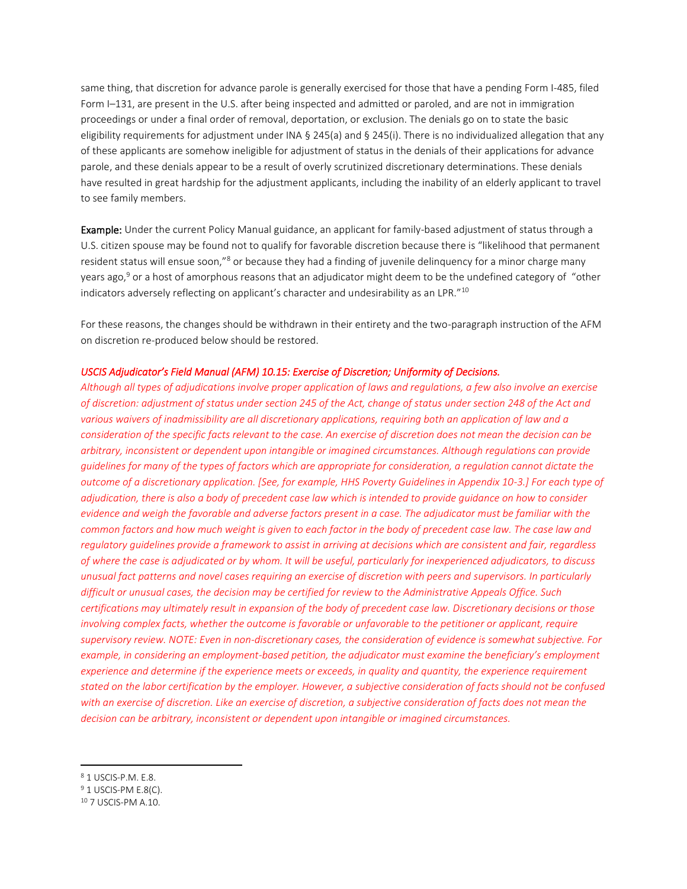same thing, that discretion for advance parole is generally exercised for those that have a pending Form I-485, filed Form I–131, are present in the U.S. after being inspected and admitted or paroled, and are not in immigration proceedings or under a final order of removal, deportation, or exclusion. The denials go on to state the basic eligibility requirements for adjustment under INA § 245(a) and § 245(i). There is no individualized allegation that any of these applicants are somehow ineligible for adjustment of status in the denials of their applications for advance parole, and these denials appear to be a result of overly scrutinized discretionary determinations. These denials have resulted in great hardship for the adjustment applicants, including the inability of an elderly applicant to travel to see family members.

**Example:** Under the current Policy Manual guidance, an applicant for family-based adjustment of status through a U.S. citizen spouse may be found not to qualify for favorable discretion because there is "likelihood that permanent resident status will ensue soon,"[8] or because they had a finding of juvenile delinquency for a minor charge many years ago,[9] or a host of amorphous reasons that an adjudicator might deem to be the undefined category of "other indicators adversely reflecting on applicant's character and undesirability as an LPR."[10]

For these reasons, the changes should be withdrawn in their entirety and the two-paragraph instruction of the AFM on discretion re-produced below should be restored.

***USCIS Adjudicator's Field Manual (AFM) 10.15: Exercise of Discretion; Uniformity of Decisions.***

*Although all types of adjudications involve proper application of laws and regulations, a few also involve an exercise of discretion: adjustment of status under section 245 of the Act, change of status under section 248 of the Act and various waivers of inadmissibility are all discretionary applications, requiring both an application of law and a consideration of the specific facts relevant to the case. An exercise of discretion does not mean the decision can be arbitrary, inconsistent or dependent upon intangible or imagined circumstances. Although regulations can provide guidelines for many of the types of factors which are appropriate for consideration, a regulation cannot dictate the outcome of a discretionary application. [See, for example, HHS Poverty Guidelines in Appendix 10-3.] For each type of adjudication, there is also a body of precedent case law which is intended to provide guidance on how to consider evidence and weigh the favorable and adverse factors present in a case. The adjudicator must be familiar with the common factors and how much weight is given to each factor in the body of precedent case law. The case law and regulatory guidelines provide a framework to assist in arriving at decisions which are consistent and fair, regardless of where the case is adjudicated or by whom. It will be useful, particularly for inexperienced adjudicators, to discuss unusual fact patterns and novel cases requiring an exercise of discretion with peers and supervisors. In particularly difficult or unusual cases, the decision may be certified for review to the Administrative Appeals Office. Such certifications may ultimately result in expansion of the body of precedent case law. Discretionary decisions or those involving complex facts, whether the outcome is favorable or unfavorable to the petitioner or applicant, require supervisory review. NOTE: Even in non-discretionary cases, the consideration of evidence is somewhat subjective. For example, in considering an employment-based petition, the adjudicator must examine the beneficiary's employment experience and determine if the experience meets or exceeds, in quality and quantity, the experience requirement stated on the labor certification by the employer. However, a subjective consideration of facts should not be confused with an exercise of discretion. Like an exercise of discretion, a subjective consideration of facts does not mean the decision can be arbitrary, inconsistent or dependent upon intangible or imagined circumstances.*

---

[8] 1 USCIS-P.M. E.8.

[9] 1 USCIS-PM E.8(C).

[10] 7 USCIS-PM A.10.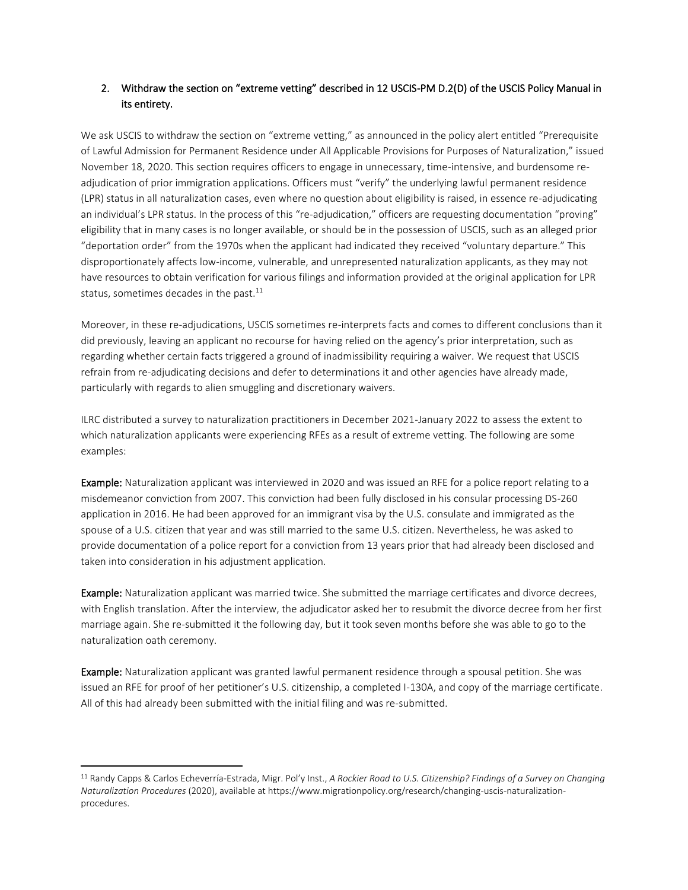## 2. Withdraw the section on "extreme vetting" described in 12 USCIS-PM D.2(D) of the USCIS Policy Manual in its entirety.

We ask USCIS to withdraw the section on "extreme vetting," as announced in the policy alert entitled "Prerequisite of Lawful Admission for Permanent Residence under All Applicable Provisions for Purposes of Naturalization," issued November 18, 2020. This section requires officers to engage in unnecessary, time-intensive, and burdensome re-adjudication of prior immigration applications. Officers must "verify" the underlying lawful permanent residence (LPR) status in all naturalization cases, even where no question about eligibility is raised, in essence re-adjudicating an individual's LPR status. In the process of this "re-adjudication," officers are requesting documentation "proving" eligibility that in many cases is no longer available, or should be in the possession of USCIS, such as an alleged prior "deportation order" from the 1970s when the applicant had indicated they received "voluntary departure." This disproportionately affects low-income, vulnerable, and unrepresented naturalization applicants, as they may not have resources to obtain verification for various filings and information provided at the original application for LPR status, sometimes decades in the past.[11]

Moreover, in these re-adjudications, USCIS sometimes re-interprets facts and comes to different conclusions than it did previously, leaving an applicant no recourse for having relied on the agency's prior interpretation, such as regarding whether certain facts triggered a ground of inadmissibility requiring a waiver. We request that USCIS refrain from re-adjudicating decisions and defer to determinations it and other agencies have already made, particularly with regards to alien smuggling and discretionary waivers.

ILRC distributed a survey to naturalization practitioners in December 2021-January 2022 to assess the extent to which naturalization applicants were experiencing RFEs as a result of extreme vetting. The following are some examples:

**Example:** Naturalization applicant was interviewed in 2020 and was issued an RFE for a police report relating to a misdemeanor conviction from 2007. This conviction had been fully disclosed in his consular processing DS-260 application in 2016. He had been approved for an immigrant visa by the U.S. consulate and immigrated as the spouse of a U.S. citizen that year and was still married to the same U.S. citizen. Nevertheless, he was asked to provide documentation of a police report for a conviction from 13 years prior that had already been disclosed and taken into consideration in his adjustment application.

**Example:** Naturalization applicant was married twice. She submitted the marriage certificates and divorce decrees, with English translation. After the interview, the adjudicator asked her to resubmit the divorce decree from her first marriage again. She re-submitted it the following day, but it took seven months before she was able to go to the naturalization oath ceremony.

**Example:** Naturalization applicant was granted lawful permanent residence through a spousal petition. She was issued an RFE for proof of her petitioner's U.S. citizenship, a completed I-130A, and copy of the marriage certificate. All of this had already been submitted with the initial filing and was re-submitted.

---

[11] Randy Capps & Carlos Echeverría-Estrada, Migr. Pol'y Inst., *A Rockier Road to U.S. Citizenship? Findings of a Survey on Changing Naturalization Procedures* (2020), available at https://www.migrationpolicy.org/research/changing-uscis-naturalization-procedures.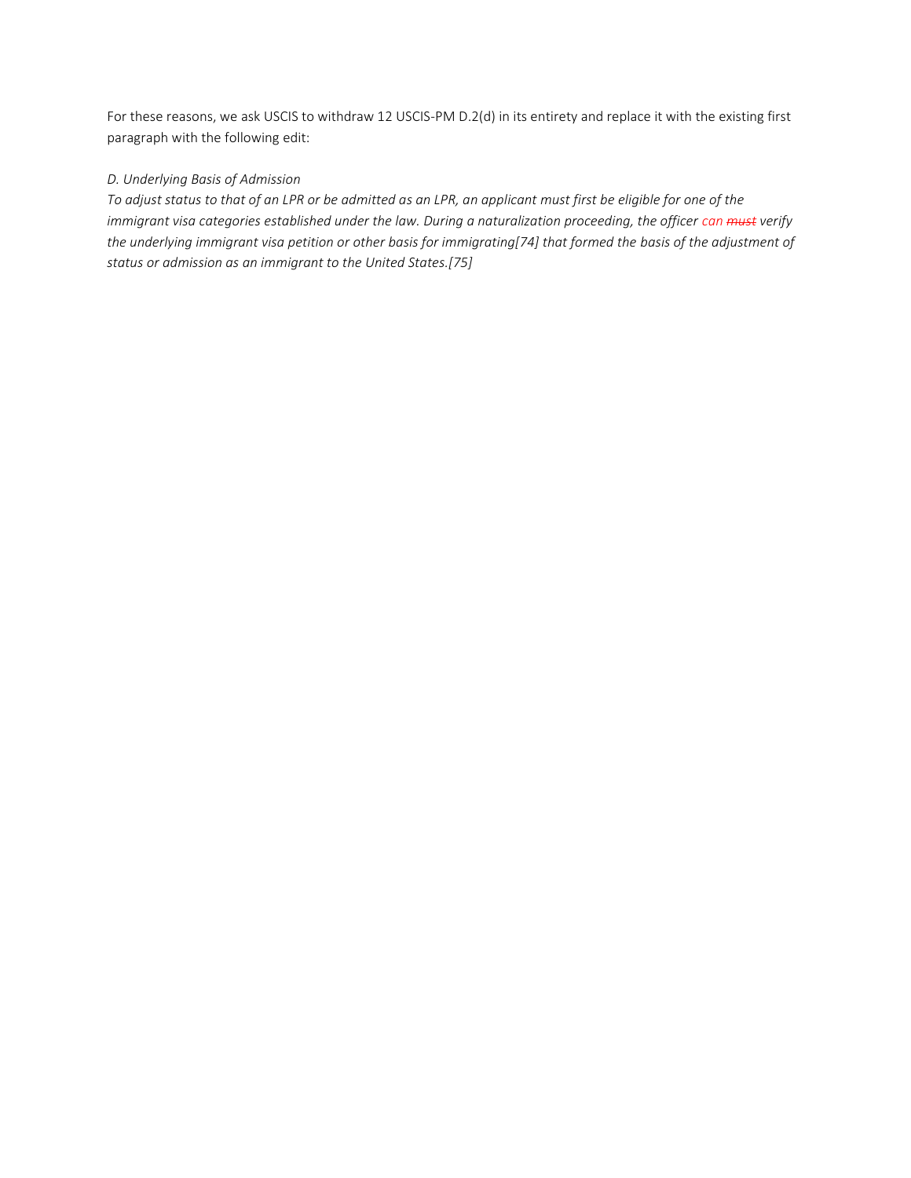For these reasons, we ask USCIS to withdraw 12 USCIS-PM D.2(d) in its entirety and replace it with the existing first paragraph with the following edit:

*D. Underlying Basis of Admission*

*To adjust status to that of an LPR or be admitted as an LPR, an applicant must first be eligible for one of the immigrant visa categories established under the law. During a naturalization proceeding, the officer can ~~must~~ verify the underlying immigrant visa petition or other basis for immigrating[74] that formed the basis of the adjustment of status or admission as an immigrant to the United States.[75]*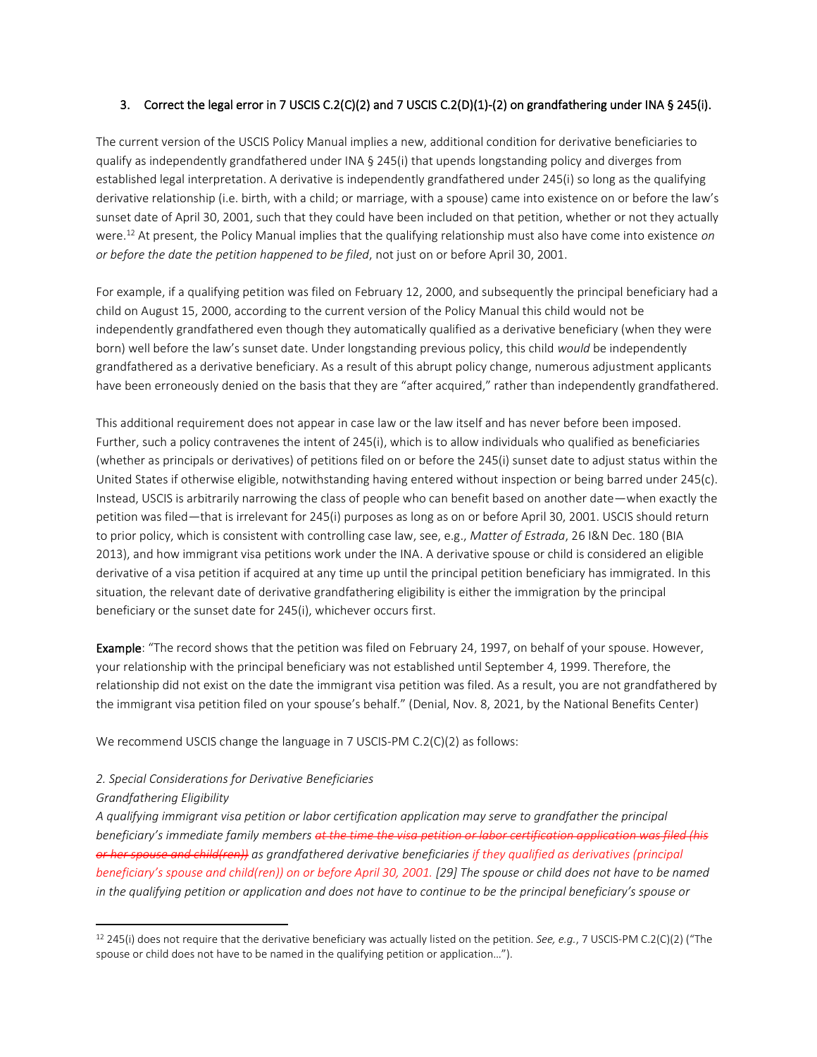### 3. Correct the legal error in 7 USCIS C.2(C)(2) and 7 USCIS C.2(D)(1)-(2) on grandfathering under INA § 245(i).

The current version of the USCIS Policy Manual implies a new, additional condition for derivative beneficiaries to qualify as independently grandfathered under INA § 245(i) that upends longstanding policy and diverges from established legal interpretation. A derivative is independently grandfathered under 245(i) so long as the qualifying derivative relationship (i.e. birth, with a child; or marriage, with a spouse) came into existence on or before the law's sunset date of April 30, 2001, such that they could have been included on that petition, whether or not they actually were.[12] At present, the Policy Manual implies that the qualifying relationship must also have come into existence *on or before the date the petition happened to be filed*, not just on or before April 30, 2001.

For example, if a qualifying petition was filed on February 12, 2000, and subsequently the principal beneficiary had a child on August 15, 2000, according to the current version of the Policy Manual this child would not be independently grandfathered even though they automatically qualified as a derivative beneficiary (when they were born) well before the law's sunset date. Under longstanding previous policy, this child *would* be independently grandfathered as a derivative beneficiary. As a result of this abrupt policy change, numerous adjustment applicants have been erroneously denied on the basis that they are "after acquired," rather than independently grandfathered.

This additional requirement does not appear in case law or the law itself and has never before been imposed. Further, such a policy contravenes the intent of 245(i), which is to allow individuals who qualified as beneficiaries (whether as principals or derivatives) of petitions filed on or before the 245(i) sunset date to adjust status within the United States if otherwise eligible, notwithstanding having entered without inspection or being barred under 245(c). Instead, USCIS is arbitrarily narrowing the class of people who can benefit based on another date—when exactly the petition was filed—that is irrelevant for 245(i) purposes as long as on or before April 30, 2001. USCIS should return to prior policy, which is consistent with controlling case law, see, e.g., *Matter of Estrada*, 26 I&N Dec. 180 (BIA 2013), and how immigrant visa petitions work under the INA. A derivative spouse or child is considered an eligible derivative of a visa petition if acquired at any time up until the principal petition beneficiary has immigrated. In this situation, the relevant date of derivative grandfathering eligibility is either the immigration by the principal beneficiary or the sunset date for 245(i), whichever occurs first.

**Example**: "The record shows that the petition was filed on February 24, 1997, on behalf of your spouse. However, your relationship with the principal beneficiary was not established until September 4, 1999. Therefore, the relationship did not exist on the date the immigrant visa petition was filed. As a result, you are not grandfathered by the immigrant visa petition filed on your spouse's behalf." (Denial, Nov. 8, 2021, by the National Benefits Center)

We recommend USCIS change the language in 7 USCIS-PM C.2(C)(2) as follows:

*2. Special Considerations for Derivative Beneficiaries*

*Grandfathering Eligibility*

*A qualifying immigrant visa petition or labor certification application may serve to grandfather the principal beneficiary's immediate family members ~~at the time the visa petition or labor certification application was filed (his or her spouse and child(ren))~~ as grandfathered derivative beneficiaries if they qualified as derivatives (principal beneficiary's spouse and child(ren)) on or before April 30, 2001. [29] The spouse or child does not have to be named in the qualifying petition or application and does not have to continue to be the principal beneficiary's spouse or*

[12] 245(i) does not require that the derivative beneficiary was actually listed on the petition. *See, e.g.*, 7 USCIS-PM C.2(C)(2) ("The spouse or child does not have to be named in the qualifying petition or application…").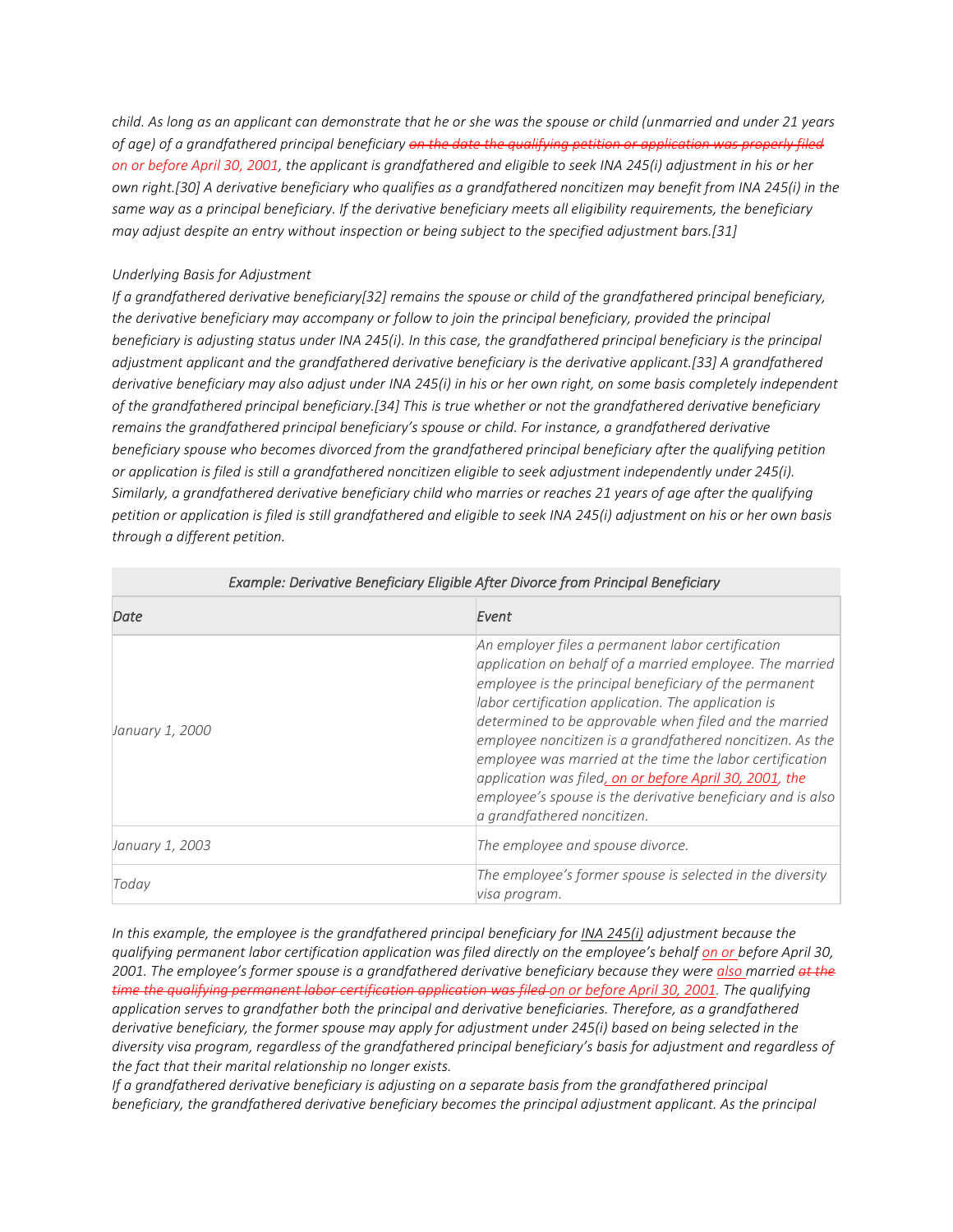child. As long as an applicant can demonstrate that he or she was the spouse or child (unmarried and under 21 years of age) of a grandfathered principal beneficiary ~~on the date the qualifying petition or application was properly filed~~ on or before April 30, 2001, the applicant is grandfathered and eligible to seek INA 245(i) adjustment in his or her own right.[30] A derivative beneficiary who qualifies as a grandfathered noncitizen may benefit from INA 245(i) in the same way as a principal beneficiary. If the derivative beneficiary meets all eligibility requirements, the beneficiary may adjust despite an entry without inspection or being subject to the specified adjustment bars.[31]

*Underlying Basis for Adjustment*

If a grandfathered derivative beneficiary[32] remains the spouse or child of the grandfathered principal beneficiary, the derivative beneficiary may accompany or follow to join the principal beneficiary, provided the principal beneficiary is adjusting status under INA 245(i). In this case, the grandfathered principal beneficiary is the principal adjustment applicant and the grandfathered derivative beneficiary is the derivative applicant.[33] A grandfathered derivative beneficiary may also adjust under INA 245(i) in his or her own right, on some basis completely independent of the grandfathered principal beneficiary.[34] This is true whether or not the grandfathered derivative beneficiary remains the grandfathered principal beneficiary's spouse or child. For instance, a grandfathered derivative beneficiary spouse who becomes divorced from the grandfathered principal beneficiary after the qualifying petition or application is filed is still a grandfathered noncitizen eligible to seek adjustment independently under 245(i). Similarly, a grandfathered derivative beneficiary child who marries or reaches 21 years of age after the qualifying petition or application is filed is still grandfathered and eligible to seek INA 245(i) adjustment on his or her own basis through a different petition.

| Example: Derivative Beneficiary Eligible After Divorce from Principal Beneficiary | |
|---|---|
| Date | Event |
| January 1, 2000 | An employer files a permanent labor certification application on behalf of a married employee. The married employee is the principal beneficiary of the permanent labor certification application. The application is determined to be approvable when filed and the married employee noncitizen is a grandfathered noncitizen. As the employee was married at the time the labor certification application was filed, on or before April 30, 2001, the employee's spouse is the derivative beneficiary and is also a grandfathered noncitizen. |
| January 1, 2003 | The employee and spouse divorce. |
| Today | The employee's former spouse is selected in the diversity visa program. |

In this example, the employee is the grandfathered principal beneficiary for INA 245(i) adjustment because the qualifying permanent labor certification application was filed directly on the employee's behalf on or before April 30, 2001. The employee's former spouse is a grandfathered derivative beneficiary because they were also married ~~at the time the qualifying permanent labor certification application was filed~~ on or before April 30, 2001. The qualifying application serves to grandfather both the principal and derivative beneficiaries. Therefore, as a grandfathered derivative beneficiary, the former spouse may apply for adjustment under 245(i) based on being selected in the diversity visa program, regardless of the grandfathered principal beneficiary's basis for adjustment and regardless of the fact that their marital relationship no longer exists.

If a grandfathered derivative beneficiary is adjusting on a separate basis from the grandfathered principal beneficiary, the grandfathered derivative beneficiary becomes the principal adjustment applicant. As the principal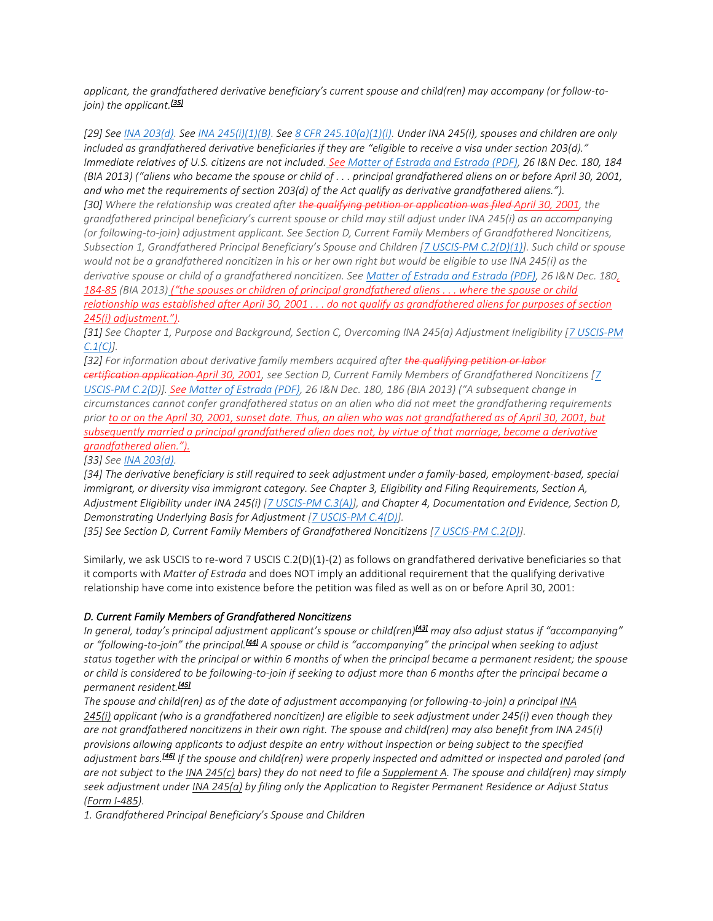*applicant, the grandfathered derivative beneficiary's current spouse and child(ren) may accompany (or follow-to-join) the applicant.*[35]

*[29] See INA 203(d). See INA 245(i)(1)(B). See 8 CFR 245.10(a)(1)(i). Under INA 245(i), spouses and children are only included as grandfathered derivative beneficiaries if they are "eligible to receive a visa under section 203(d)." Immediate relatives of U.S. citizens are not included. See Matter of Estrada and Estrada (PDF), 26 I&N Dec. 180, 184 (BIA 2013) ("aliens who became the spouse or child of . . . principal grandfathered aliens on or before April 30, 2001, and who met the requirements of section 203(d) of the Act qualify as derivative grandfathered aliens.").*

*[30] Where the relationship was created after ~~the qualifying petition or application was filed~~ April 30, 2001, the grandfathered principal beneficiary's current spouse or child may still adjust under INA 245(i) as an accompanying (or following-to-join) adjustment applicant. See Section D, Current Family Members of Grandfathered Noncitizens, Subsection 1, Grandfathered Principal Beneficiary's Spouse and Children [7 USCIS-PM C.2(D)(1)]. Such child or spouse would not be a grandfathered noncitizen in his or her own right but would be eligible to use INA 245(i) as the derivative spouse or child of a grandfathered noncitizen. See Matter of Estrada and Estrada (PDF), 26 I&N Dec. 180, 184-85 (BIA 2013) ("the spouses or children of principal grandfathered aliens . . . where the spouse or child relationship was established after April 30, 2001 . . . do not qualify as grandfathered aliens for purposes of section 245(i) adjustment.").*

*[31] See Chapter 1, Purpose and Background, Section C, Overcoming INA 245(a) Adjustment Ineligibility [7 USCIS-PM C.1(C)].*

*[32] For information about derivative family members acquired after ~~the qualifying petition or labor certification application~~ April 30, 2001, see Section D, Current Family Members of Grandfathered Noncitizens [7 USCIS-PM C.2(D)]. See Matter of Estrada (PDF), 26 I&N Dec. 180, 186 (BIA 2013) ("A subsequent change in circumstances cannot confer grandfathered status on an alien who did not meet the grandfathering requirements prior to or on the April 30, 2001, sunset date. Thus, an alien who was not grandfathered as of April 30, 2001, but subsequently married a principal grandfathered alien does not, by virtue of that marriage, become a derivative grandfathered alien.").*

*[33] See INA 203(d).*

*[34] The derivative beneficiary is still required to seek adjustment under a family-based, employment-based, special immigrant, or diversity visa immigrant category. See Chapter 3, Eligibility and Filing Requirements, Section A, Adjustment Eligibility under INA 245(i) [7 USCIS-PM C.3(A)], and Chapter 4, Documentation and Evidence, Section D, Demonstrating Underlying Basis for Adjustment [7 USCIS-PM C.4(D)].*

*[35] See Section D, Current Family Members of Grandfathered Noncitizens [7 USCIS-PM C.2(D)].*

Similarly, we ask USCIS to re-word 7 USCIS C.2(D)(1)-(2) as follows on grandfathered derivative beneficiaries so that it comports with *Matter of Estrada* and does NOT imply an additional requirement that the qualifying derivative relationship have come into existence before the petition was filed as well as on or before April 30, 2001:

### *D. Current Family Members of Grandfathered Noncitizens*

*In general, today's principal adjustment applicant's spouse or child(ren)*[43] *may also adjust status if "accompanying" or "following-to-join" the principal.*[44] *A spouse or child is "accompanying" the principal when seeking to adjust status together with the principal or within 6 months of when the principal became a permanent resident; the spouse or child is considered to be following-to-join if seeking to adjust more than 6 months after the principal became a permanent resident.*[45]

*The spouse and child(ren) as of the date of adjustment accompanying (or following-to-join) a principal INA 245(i) applicant (who is a grandfathered noncitizen) are eligible to seek adjustment under 245(i) even though they are not grandfathered noncitizens in their own right. The spouse and child(ren) may also benefit from INA 245(i) provisions allowing applicants to adjust despite an entry without inspection or being subject to the specified adjustment bars.*[46] *If the spouse and child(ren) were properly inspected and admitted or inspected and paroled (and are not subject to the INA 245(c) bars) they do not need to file a Supplement A. The spouse and child(ren) may simply seek adjustment under INA 245(a) by filing only the Application to Register Permanent Residence or Adjust Status (Form I-485).*

*1. Grandfathered Principal Beneficiary's Spouse and Children*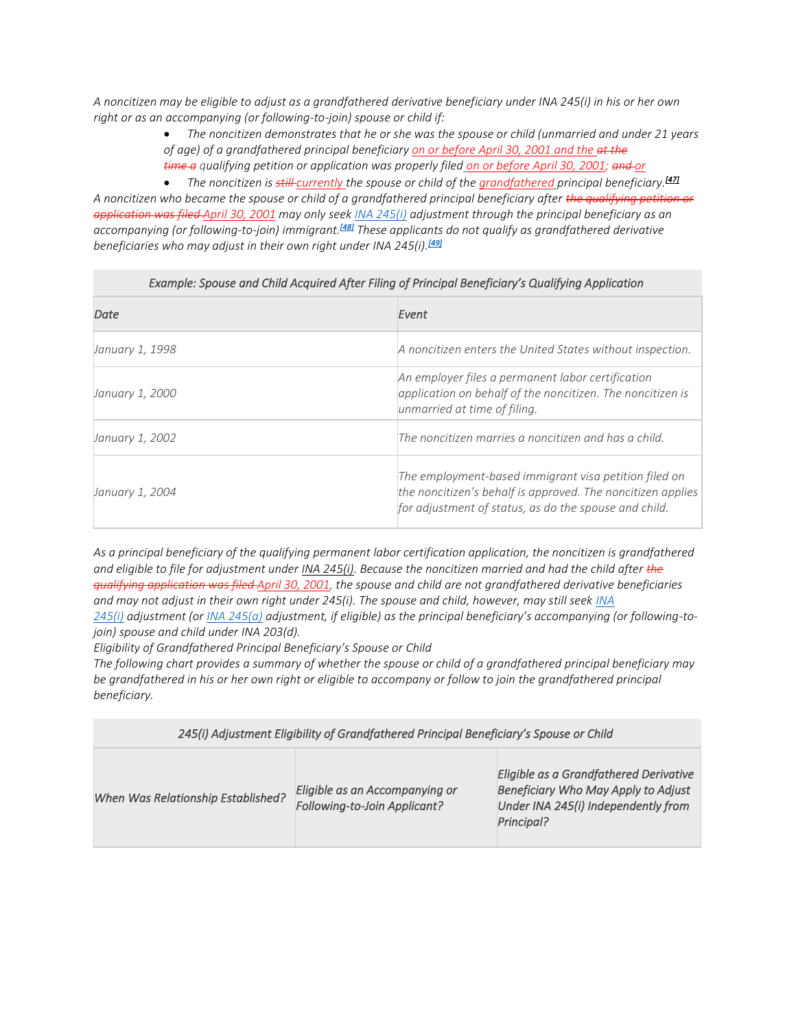*A noncitizen may be eligible to adjust as a grandfathered derivative beneficiary under INA 245(i) in his or her own right or as an accompanying (or following-to-join) spouse or child if:*

- *The noncitizen demonstrates that he or she was the spouse or child (unmarried and under 21 years of age) of a grandfathered principal beneficiary on or before April 30, 2001 and the ~~at the time a~~ qualifying petition or application was properly filed on or before April 30, 2001; ~~and~~ or*
- *The noncitizen is ~~still~~ currently the spouse or child of the grandfathered principal beneficiary.[47]*

*A noncitizen who became the spouse or child of a grandfathered principal beneficiary after ~~the qualifying petition or application was filed~~ April 30, 2001 may only seek INA 245(i) adjustment through the principal beneficiary as an accompanying (or following-to-join) immigrant.[48] These applicants do not qualify as grandfathered derivative beneficiaries who may adjust in their own right under INA 245(i).[49]*

| *Example: Spouse and Child Acquired After Filing of Principal Beneficiary's Qualifying Application* | |
|---|---|
| *Date* | *Event* |
| *January 1, 1998* | *A noncitizen enters the United States without inspection.* |
| *January 1, 2000* | *An employer files a permanent labor certification application on behalf of the noncitizen. The noncitizen is unmarried at time of filing.* |
| *January 1, 2002* | *The noncitizen marries a noncitizen and has a child.* |
| *January 1, 2004* | *The employment-based immigrant visa petition filed on the noncitizen's behalf is approved. The noncitizen applies for adjustment of status, as do the spouse and child.* |

*As a principal beneficiary of the qualifying permanent labor certification application, the noncitizen is grandfathered and eligible to file for adjustment under INA 245(i). Because the noncitizen married and had the child after ~~the qualifying application was filed~~ April 30, 2001, the spouse and child are not grandfathered derivative beneficiaries and may not adjust in their own right under 245(i). The spouse and child, however, may still seek INA 245(i) adjustment (or INA 245(a) adjustment, if eligible) as the principal beneficiary's accompanying (or following-to-join) spouse and child under INA 203(d).*

*Eligibility of Grandfathered Principal Beneficiary's Spouse or Child*

*The following chart provides a summary of whether the spouse or child of a grandfathered principal beneficiary may be grandfathered in his or her own right or eligible to accompany or follow to join the grandfathered principal beneficiary.*

| *245(i) Adjustment Eligibility of Grandfathered Principal Beneficiary's Spouse or Child* | | |
|---|---|---|
| *When Was Relationship Established?* | *Eligible as an Accompanying or Following-to-Join Applicant?* | *Eligible as a Grandfathered Derivative Beneficiary Who May Apply to Adjust Under INA 245(i) Independently from Principal?* |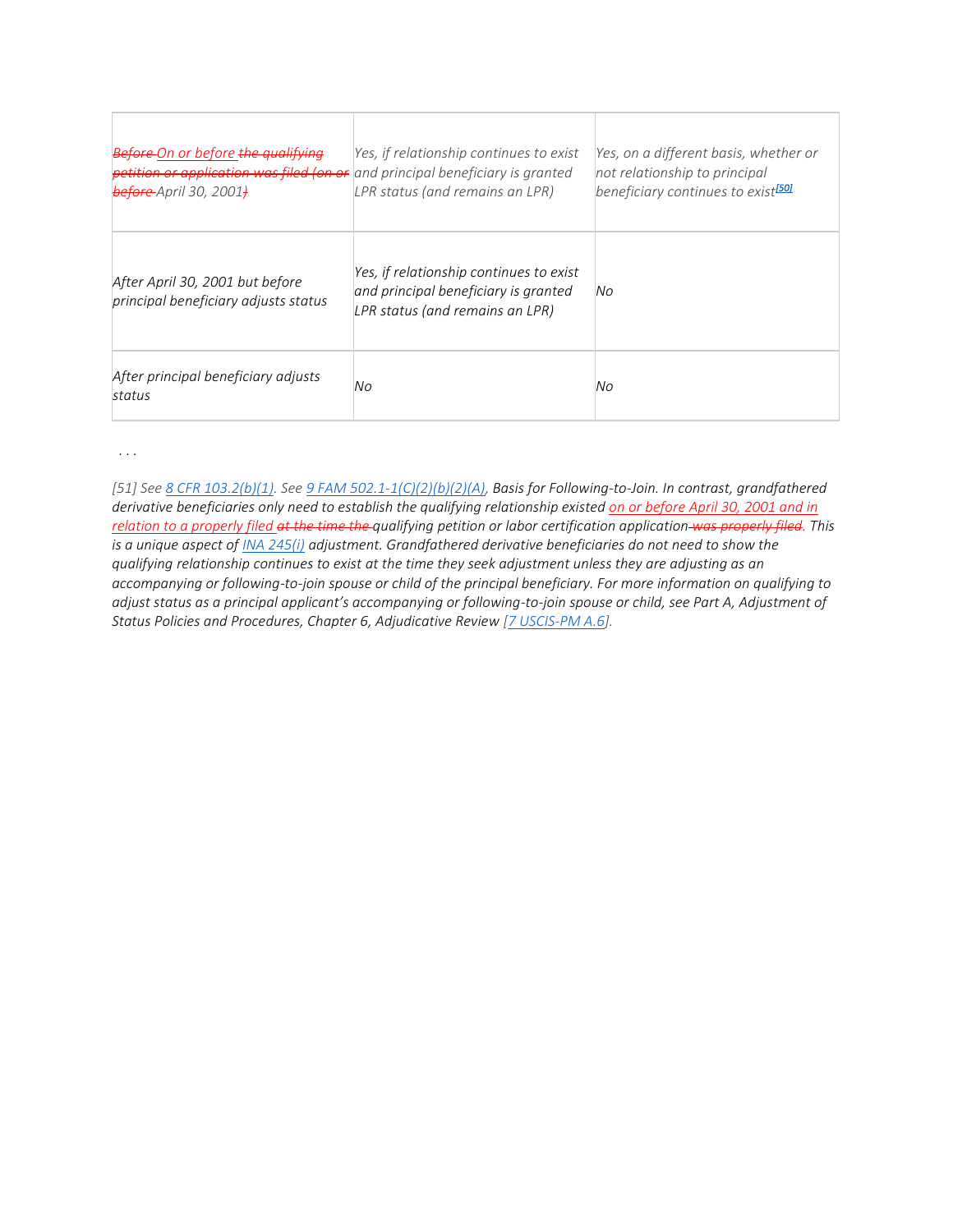| | | |
|---|---|---|
| *~~Before~~ On or before ~~the qualifying petition or application was filed (on or before~~ April 30, 2001~~)~~* | *Yes, if relationship continues to exist and principal beneficiary is granted LPR status (and remains an LPR)* | *Yes, on a different basis, whether or not relationship to principal beneficiary continues to exist[50]* |
| *After April 30, 2001 but before principal beneficiary adjusts status* | *Yes, if relationship continues to exist and principal beneficiary is granted LPR status (and remains an LPR)* | *No* |
| *After principal beneficiary adjusts status* | *No* | *No* |

. . .

*[51] See 8 CFR 103.2(b)(1). See 9 FAM 502.1-1(C)(2)(b)(2)(A), Basis for Following-to-Join. In contrast, grandfathered derivative beneficiaries only need to establish the qualifying relationship existed on or before April 30, 2001 and in relation to a properly filed ~~at the time the~~ qualifying petition or labor certification application ~~was properly filed~~. This is a unique aspect of INA 245(i) adjustment. Grandfathered derivative beneficiaries do not need to show the qualifying relationship continues to exist at the time they seek adjustment unless they are adjusting as an accompanying or following-to-join spouse or child of the principal beneficiary. For more information on qualifying to adjust status as a principal applicant's accompanying or following-to-join spouse or child, see Part A, Adjustment of Status Policies and Procedures, Chapter 6, Adjudicative Review [7 USCIS-PM A.6].*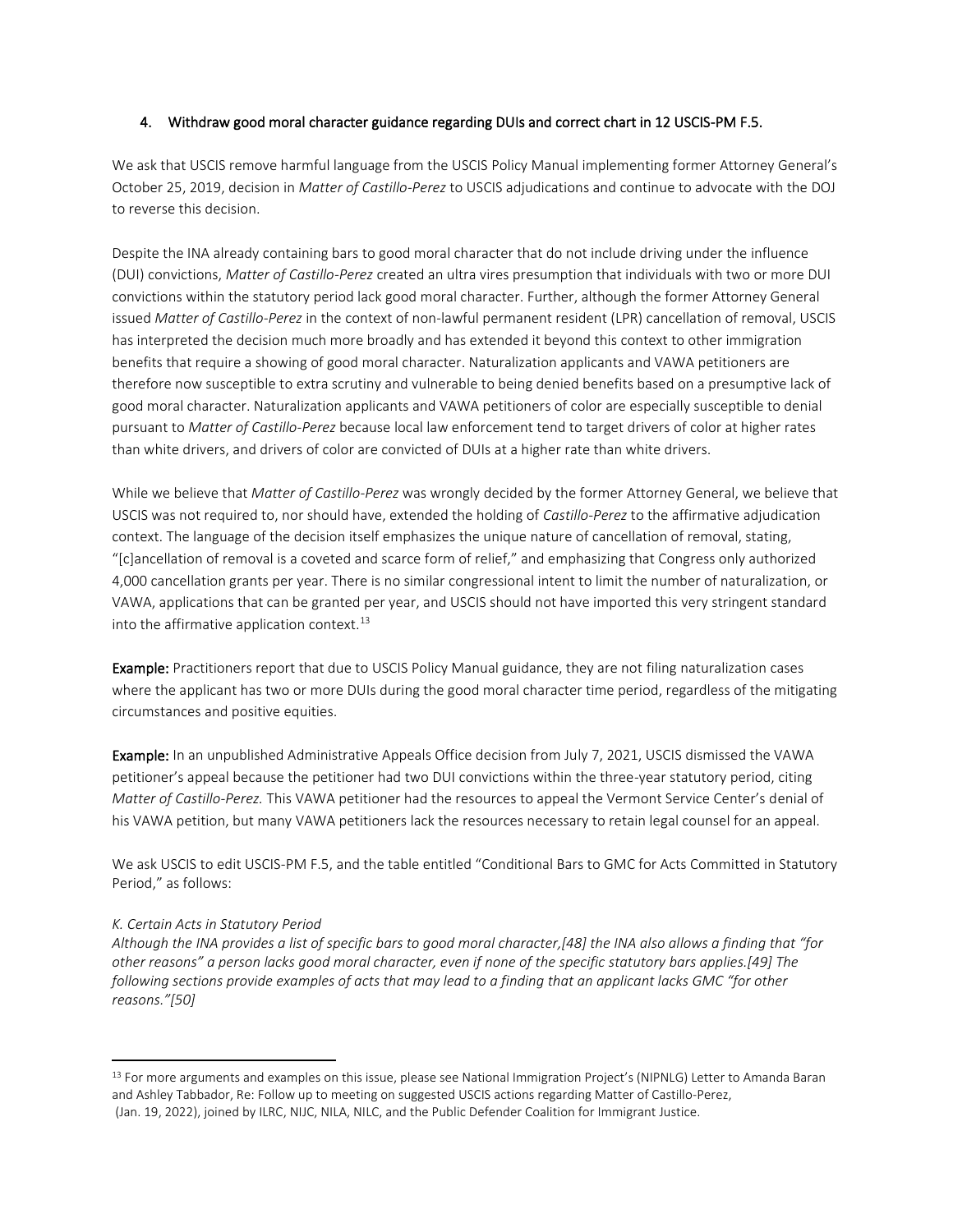## 4. Withdraw good moral character guidance regarding DUIs and correct chart in 12 USCIS-PM F.5.

We ask that USCIS remove harmful language from the USCIS Policy Manual implementing former Attorney General's October 25, 2019, decision in *Matter of Castillo-Perez* to USCIS adjudications and continue to advocate with the DOJ to reverse this decision.

Despite the INA already containing bars to good moral character that do not include driving under the influence (DUI) convictions, *Matter of Castillo-Perez* created an ultra vires presumption that individuals with two or more DUI convictions within the statutory period lack good moral character. Further, although the former Attorney General issued *Matter of Castillo-Perez* in the context of non-lawful permanent resident (LPR) cancellation of removal, USCIS has interpreted the decision much more broadly and has extended it beyond this context to other immigration benefits that require a showing of good moral character. Naturalization applicants and VAWA petitioners are therefore now susceptible to extra scrutiny and vulnerable to being denied benefits based on a presumptive lack of good moral character. Naturalization applicants and VAWA petitioners of color are especially susceptible to denial pursuant to *Matter of Castillo-Perez* because local law enforcement tend to target drivers of color at higher rates than white drivers, and drivers of color are convicted of DUIs at a higher rate than white drivers.

While we believe that *Matter of Castillo-Perez* was wrongly decided by the former Attorney General, we believe that USCIS was not required to, nor should have, extended the holding of *Castillo-Perez* to the affirmative adjudication context. The language of the decision itself emphasizes the unique nature of cancellation of removal, stating, "[c]ancellation of removal is a coveted and scarce form of relief," and emphasizing that Congress only authorized 4,000 cancellation grants per year. There is no similar congressional intent to limit the number of naturalization, or VAWA, applications that can be granted per year, and USCIS should not have imported this very stringent standard into the affirmative application context.[13]

**Example:** Practitioners report that due to USCIS Policy Manual guidance, they are not filing naturalization cases where the applicant has two or more DUIs during the good moral character time period, regardless of the mitigating circumstances and positive equities.

**Example:** In an unpublished Administrative Appeals Office decision from July 7, 2021, USCIS dismissed the VAWA petitioner's appeal because the petitioner had two DUI convictions within the three-year statutory period, citing *Matter of Castillo-Perez.* This VAWA petitioner had the resources to appeal the Vermont Service Center's denial of his VAWA petition, but many VAWA petitioners lack the resources necessary to retain legal counsel for an appeal.

We ask USCIS to edit USCIS-PM F.5, and the table entitled "Conditional Bars to GMC for Acts Committed in Statutory Period," as follows:

*K. Certain Acts in Statutory Period*

*Although the INA provides a list of specific bars to good moral character,[48] the INA also allows a finding that "for other reasons" a person lacks good moral character, even if none of the specific statutory bars applies.[49] The following sections provide examples of acts that may lead to a finding that an applicant lacks GMC "for other reasons."[50]*

---

[13] For more arguments and examples on this issue, please see National Immigration Project's (NIPNLG) Letter to Amanda Baran and Ashley Tabbador, Re: Follow up to meeting on suggested USCIS actions regarding Matter of Castillo-Perez, (Jan. 19, 2022), joined by ILRC, NIJC, NILA, NILC, and the Public Defender Coalition for Immigrant Justice.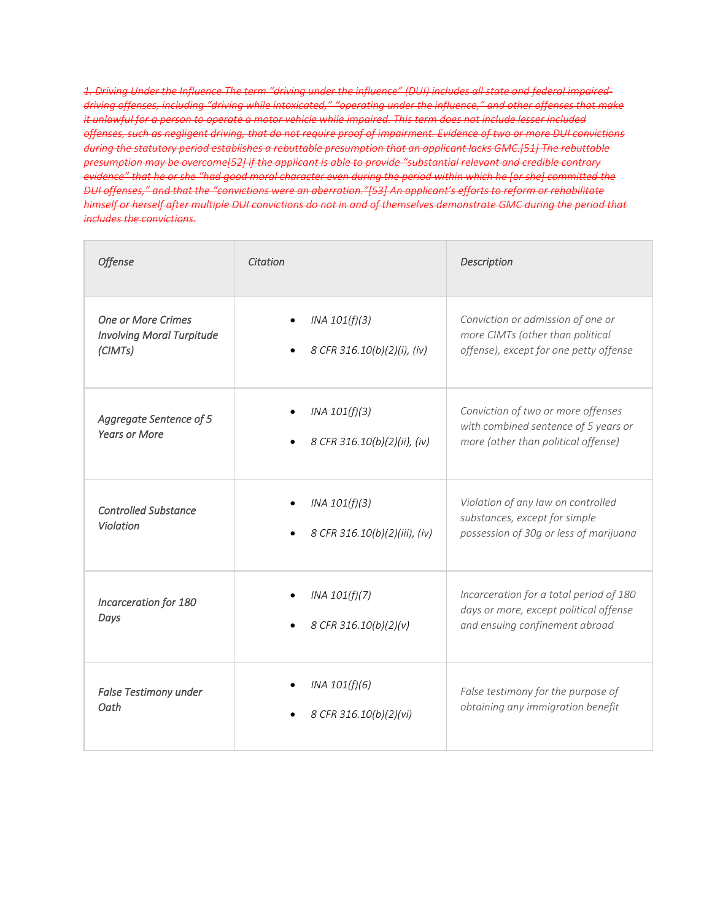~~*1. Driving Under the Influence The term "driving under the influence" (DUI) includes all state and federal impaired-driving offenses, including "driving while intoxicated," "operating under the influence," and other offenses that make it unlawful for a person to operate a motor vehicle while impaired. This term does not include lesser included offenses, such as negligent driving, that do not require proof of impairment. Evidence of two or more DUI convictions during the statutory period establishes a rebuttable presumption that an applicant lacks GMC.[51] The rebuttable presumption may be overcome[52] if the applicant is able to provide "substantial relevant and credible contrary evidence" that he or she "had good moral character even during the period within which he [or she] committed the DUI offenses," and that the "convictions were an aberration."[53] An applicant's efforts to reform or rehabilitate himself or herself after multiple DUI convictions do not in and of themselves demonstrate GMC during the period that includes the convictions.*~~

| *Offense* | *Citation* | *Description* |
|---|---|---|
| *One or More Crimes Involving Moral Turpitude (CIMTs)* | • *INA 101(f)(3)*<br>• *8 CFR 316.10(b)(2)(i), (iv)* | *Conviction or admission of one or more CIMTs (other than political offense), except for one petty offense* |
| *Aggregate Sentence of 5 Years or More* | • *INA 101(f)(3)*<br>• *8 CFR 316.10(b)(2)(ii), (iv)* | *Conviction of two or more offenses with combined sentence of 5 years or more (other than political offense)* |
| *Controlled Substance Violation* | • *INA 101(f)(3)*<br>• *8 CFR 316.10(b)(2)(iii), (iv)* | *Violation of any law on controlled substances, except for simple possession of 30g or less of marijuana* |
| *Incarceration for 180 Days* | • *INA 101(f)(7)*<br>• *8 CFR 316.10(b)(2)(v)* | *Incarceration for a total period of 180 days or more, except political offense and ensuing confinement abroad* |
| *False Testimony under Oath* | • *INA 101(f)(6)*<br>• *8 CFR 316.10(b)(2)(vi)* | *False testimony for the purpose of obtaining any immigration benefit* |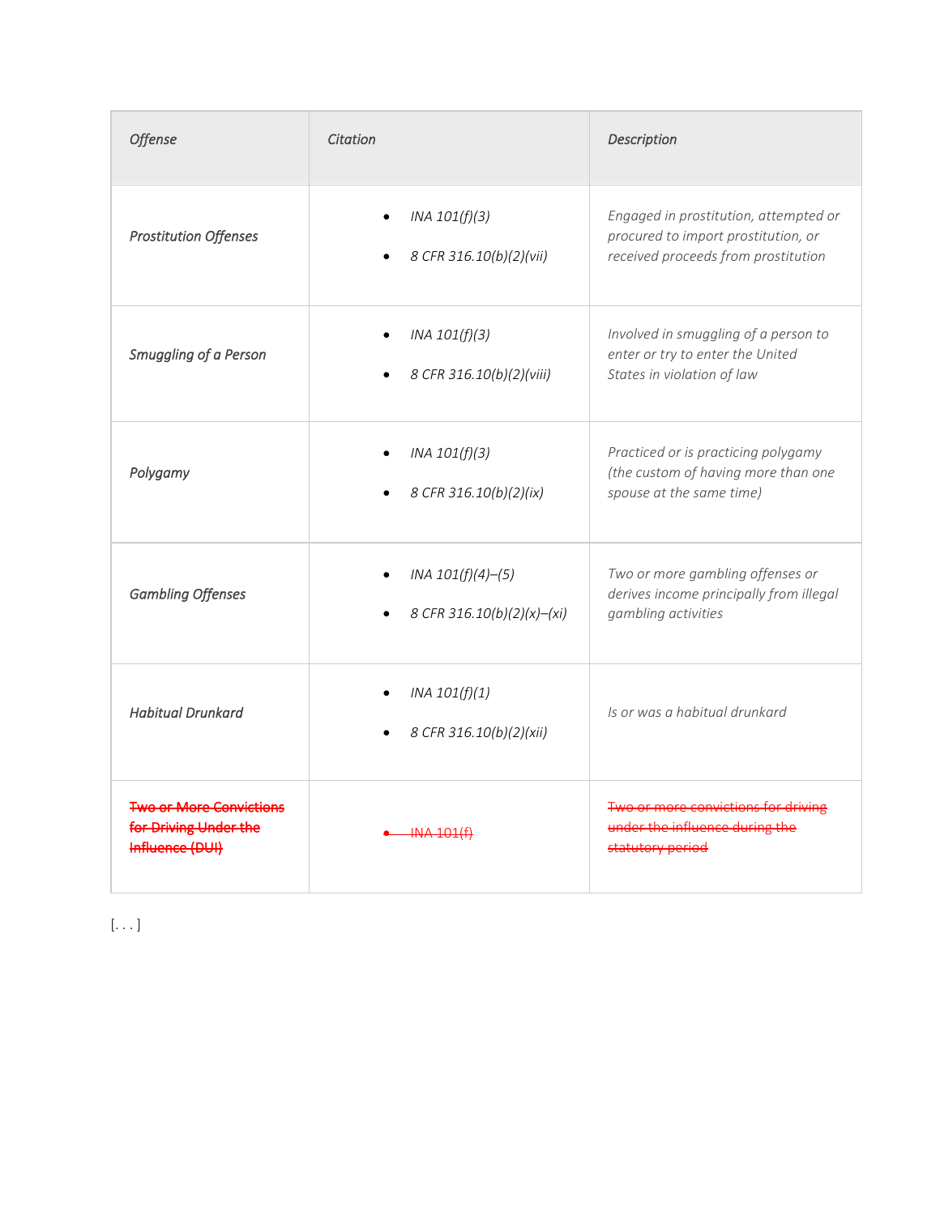| *Offense* | *Citation* | *Description* |
| --- | --- | --- |
| *Prostitution Offenses* | • *INA 101(f)(3)*<br>• *8 CFR 316.10(b)(2)(vii)* | *Engaged in prostitution, attempted or procured to import prostitution, or received proceeds from prostitution* |
| *Smuggling of a Person* | • *INA 101(f)(3)*<br>• *8 CFR 316.10(b)(2)(viii)* | *Involved in smuggling of a person to enter or try to enter the United States in violation of law* |
| *Polygamy* | • *INA 101(f)(3)*<br>• *8 CFR 316.10(b)(2)(ix)* | *Practiced or is practicing polygamy (the custom of having more than one spouse at the same time)* |
| *Gambling Offenses* | • *INA 101(f)(4)–(5)*<br>• *8 CFR 316.10(b)(2)(x)–(xi)* | *Two or more gambling offenses or derives income principally from illegal gambling activities* |
| *Habitual Drunkard* | • *INA 101(f)(1)*<br>• *8 CFR 316.10(b)(2)(xii)* | *Is or was a habitual drunkard* |
| ~~*Two or More Convictions for Driving Under the Influence (DUI)*~~ | ~~• *INA 101(f)*~~ | ~~*Two or more convictions for driving under the influence during the statutory period*~~ |

[. . .]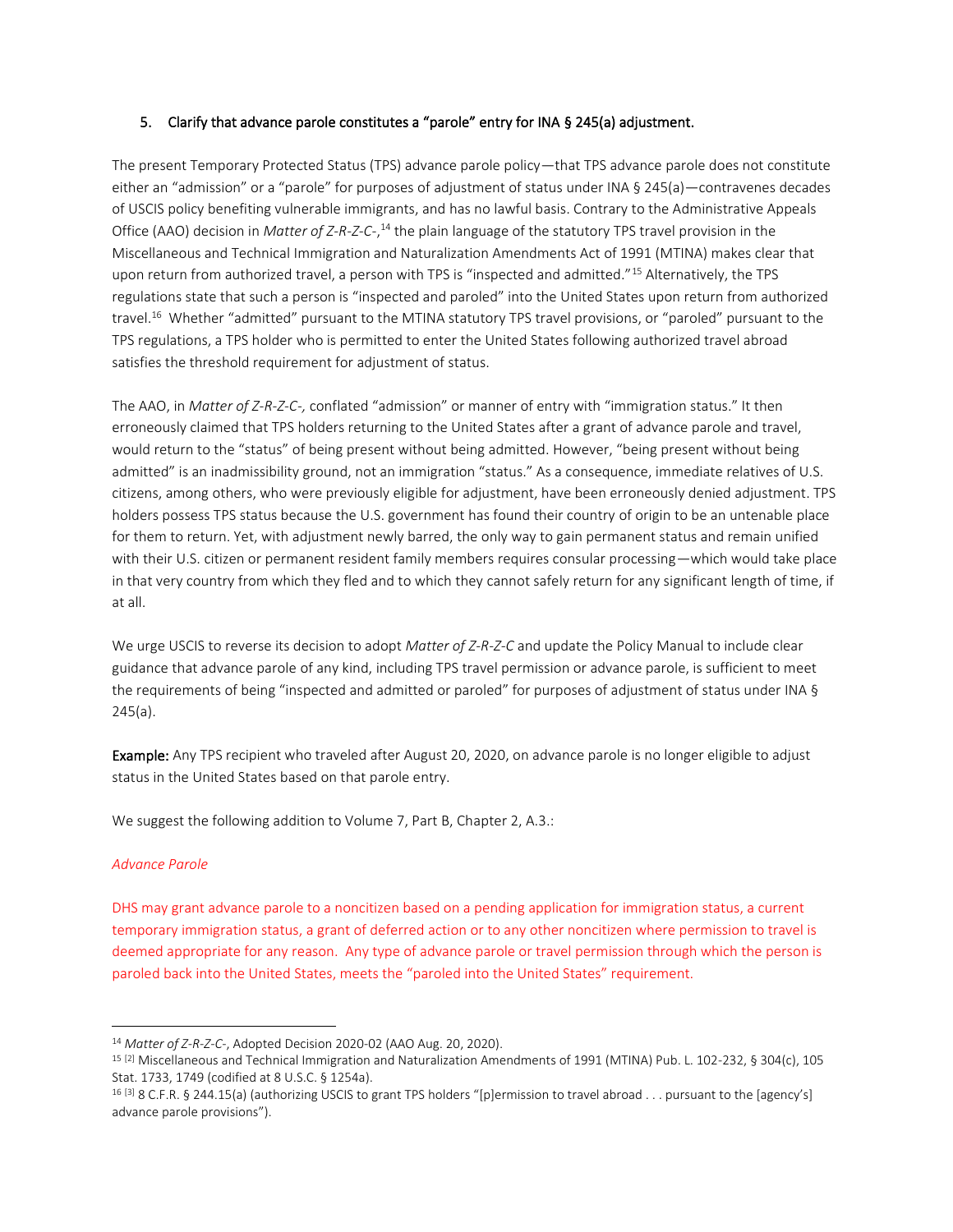## 5. Clarify that advance parole constitutes a "parole" entry for INA § 245(a) adjustment.

The present Temporary Protected Status (TPS) advance parole policy—that TPS advance parole does not constitute either an "admission" or a "parole" for purposes of adjustment of status under INA § 245(a)—contravenes decades of USCIS policy benefiting vulnerable immigrants, and has no lawful basis. Contrary to the Administrative Appeals Office (AAO) decision in *Matter of Z-R-Z-C-*,[14] the plain language of the statutory TPS travel provision in the Miscellaneous and Technical Immigration and Naturalization Amendments Act of 1991 (MTINA) makes clear that upon return from authorized travel, a person with TPS is "inspected and admitted."[15] Alternatively, the TPS regulations state that such a person is "inspected and paroled" into the United States upon return from authorized travel.[16] Whether "admitted" pursuant to the MTINA statutory TPS travel provisions, or "paroled" pursuant to the TPS regulations, a TPS holder who is permitted to enter the United States following authorized travel abroad satisfies the threshold requirement for adjustment of status.

The AAO, in *Matter of Z-R-Z-C-,* conflated "admission" or manner of entry with "immigration status." It then erroneously claimed that TPS holders returning to the United States after a grant of advance parole and travel, would return to the "status" of being present without being admitted. However, "being present without being admitted" is an inadmissibility ground, not an immigration "status." As a consequence, immediate relatives of U.S. citizens, among others, who were previously eligible for adjustment, have been erroneously denied adjustment. TPS holders possess TPS status because the U.S. government has found their country of origin to be an untenable place for them to return. Yet, with adjustment newly barred, the only way to gain permanent status and remain unified with their U.S. citizen or permanent resident family members requires consular processing—which would take place in that very country from which they fled and to which they cannot safely return for any significant length of time, if at all.

We urge USCIS to reverse its decision to adopt *Matter of Z-R-Z-C* and update the Policy Manual to include clear guidance that advance parole of any kind, including TPS travel permission or advance parole, is sufficient to meet the requirements of being "inspected and admitted or paroled" for purposes of adjustment of status under INA § 245(a).

**Example:** Any TPS recipient who traveled after August 20, 2020, on advance parole is no longer eligible to adjust status in the United States based on that parole entry.

We suggest the following addition to Volume 7, Part B, Chapter 2, A.3.:

*Advance Parole*

DHS may grant advance parole to a noncitizen based on a pending application for immigration status, a current temporary immigration status, a grant of deferred action or to any other noncitizen where permission to travel is deemed appropriate for any reason. Any type of advance parole or travel permission through which the person is paroled back into the United States, meets the "paroled into the United States" requirement.

---

[14] *Matter of Z-R-Z-C-*, Adopted Decision 2020-02 (AAO Aug. 20, 2020).

[15] [2] Miscellaneous and Technical Immigration and Naturalization Amendments of 1991 (MTINA) Pub. L. 102-232, § 304(c), 105 Stat. 1733, 1749 (codified at 8 U.S.C. § 1254a).

[16] [3] 8 C.F.R. § 244.15(a) (authorizing USCIS to grant TPS holders "[p]ermission to travel abroad . . . pursuant to the [agency's] advance parole provisions").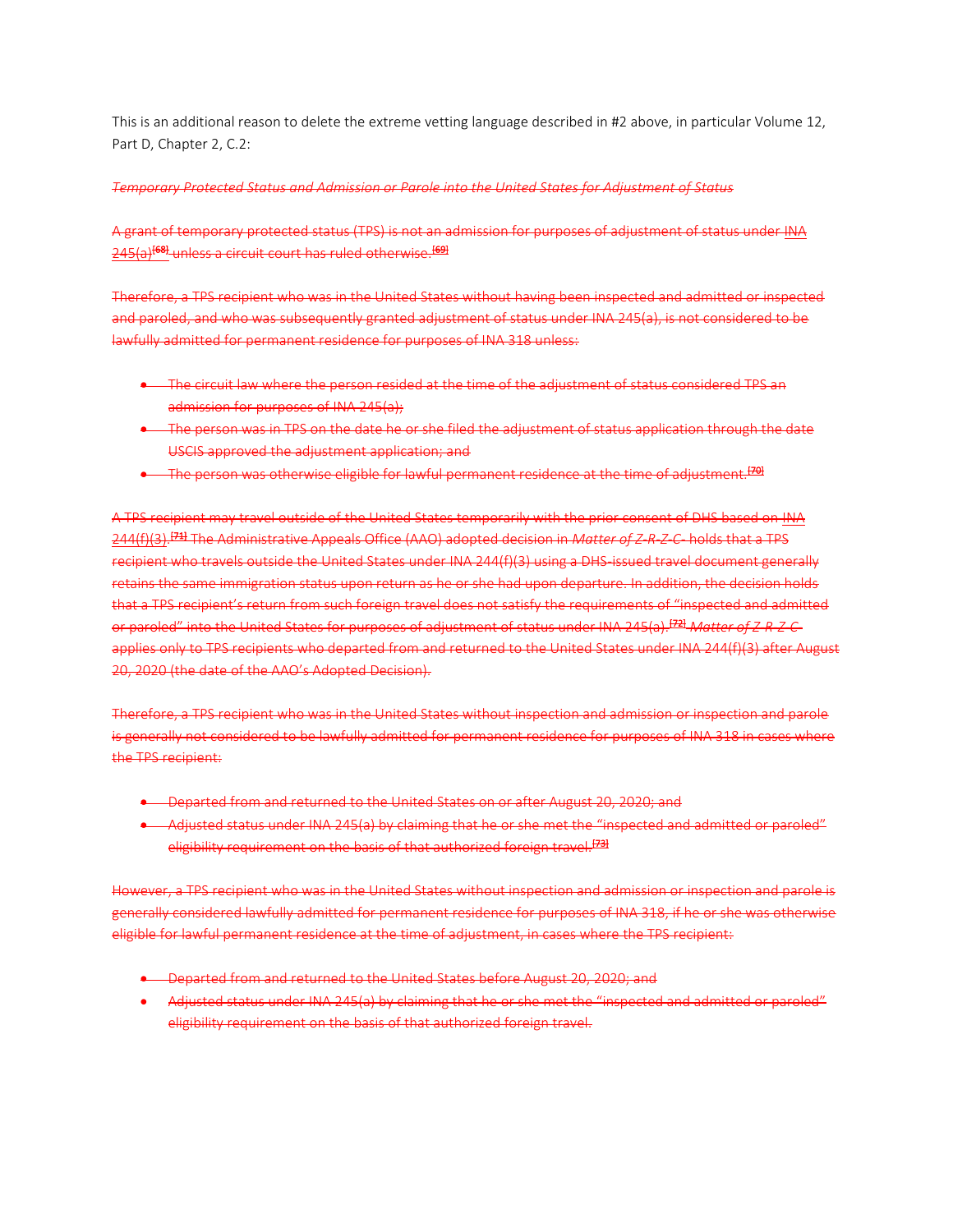This is an additional reason to delete the extreme vetting language described in #2 above, in particular Volume 12, Part D, Chapter 2, C.2:

~~*Temporary Protected Status and Admission or Parole into the United States for Adjustment of Status*~~

~~A grant of temporary protected status (TPS) is not an admission for purposes of adjustment of status under INA 245(a)[68] unless a circuit court has ruled otherwise.[69]~~

~~Therefore, a TPS recipient who was in the United States without having been inspected and admitted or inspected and paroled, and who was subsequently granted adjustment of status under INA 245(a), is not considered to be lawfully admitted for permanent residence for purposes of INA 318 unless:~~

- ~~The circuit law where the person resided at the time of the adjustment of status considered TPS an admission for purposes of INA 245(a);~~
- ~~The person was in TPS on the date he or she filed the adjustment of status application through the date USCIS approved the adjustment application; and~~
- ~~The person was otherwise eligible for lawful permanent residence at the time of adjustment.[70]~~

~~A TPS recipient may travel outside of the United States temporarily with the prior consent of DHS based on INA 244(f)(3).[71] The Administrative Appeals Office (AAO) adopted decision in *Matter of Z-R-Z-C-* holds that a TPS recipient who travels outside the United States under INA 244(f)(3) using a DHS-issued travel document generally retains the same immigration status upon return as he or she had upon departure. In addition, the decision holds that a TPS recipient's return from such foreign travel does not satisfy the requirements of "inspected and admitted or paroled" into the United States for purposes of adjustment of status under INA 245(a).[72] *Matter of Z-R-Z-C-* applies only to TPS recipients who departed from and returned to the United States under INA 244(f)(3) after August 20, 2020 (the date of the AAO's Adopted Decision).~~

~~Therefore, a TPS recipient who was in the United States without inspection and admission or inspection and parole is generally not considered to be lawfully admitted for permanent residence for purposes of INA 318 in cases where the TPS recipient:~~

- ~~Departed from and returned to the United States on or after August 20, 2020; and~~
- ~~Adjusted status under INA 245(a) by claiming that he or she met the "inspected and admitted or paroled" eligibility requirement on the basis of that authorized foreign travel.[73]~~

~~However, a TPS recipient who was in the United States without inspection and admission or inspection and parole is generally considered lawfully admitted for permanent residence for purposes of INA 318, if he or she was otherwise eligible for lawful permanent residence at the time of adjustment, in cases where the TPS recipient:~~

- ~~Departed from and returned to the United States before August 20, 2020; and~~
- ~~Adjusted status under INA 245(a) by claiming that he or she met the "inspected and admitted or paroled" eligibility requirement on the basis of that authorized foreign travel.~~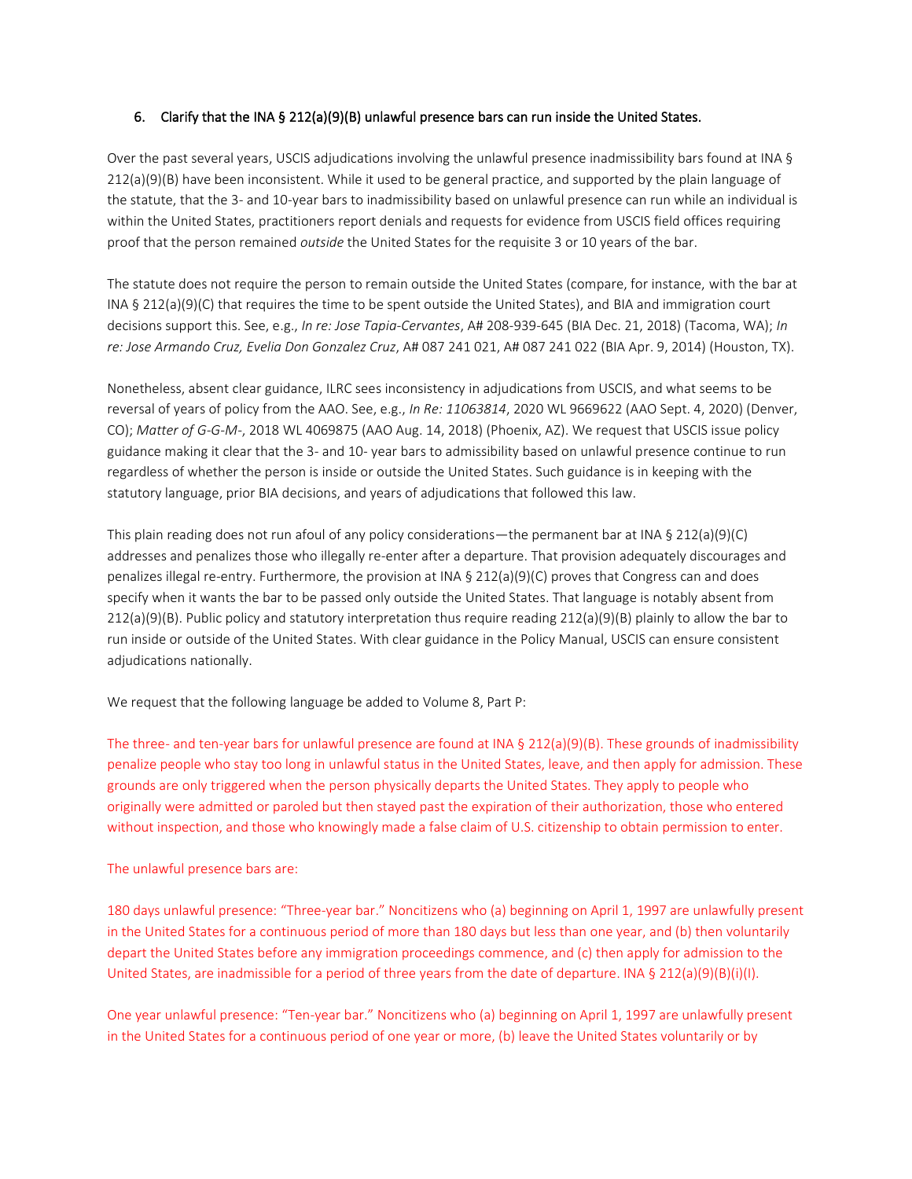6. Clarify that the INA § 212(a)(9)(B) unlawful presence bars can run inside the United States.

Over the past several years, USCIS adjudications involving the unlawful presence inadmissibility bars found at INA § 212(a)(9)(B) have been inconsistent. While it used to be general practice, and supported by the plain language of the statute, that the 3- and 10-year bars to inadmissibility based on unlawful presence can run while an individual is within the United States, practitioners report denials and requests for evidence from USCIS field offices requiring proof that the person remained *outside* the United States for the requisite 3 or 10 years of the bar.

The statute does not require the person to remain outside the United States (compare, for instance, with the bar at INA § 212(a)(9)(C) that requires the time to be spent outside the United States), and BIA and immigration court decisions support this. See, e.g., *In re: Jose Tapia-Cervantes*, A# 208-939-645 (BIA Dec. 21, 2018) (Tacoma, WA); *In re: Jose Armando Cruz, Evelia Don Gonzalez Cruz*, A# 087 241 021, A# 087 241 022 (BIA Apr. 9, 2014) (Houston, TX).

Nonetheless, absent clear guidance, ILRC sees inconsistency in adjudications from USCIS, and what seems to be reversal of years of policy from the AAO. See, e.g., *In Re: 11063814*, 2020 WL 9669622 (AAO Sept. 4, 2020) (Denver, CO); *Matter of G-G-M-*, 2018 WL 4069875 (AAO Aug. 14, 2018) (Phoenix, AZ). We request that USCIS issue policy guidance making it clear that the 3- and 10- year bars to admissibility based on unlawful presence continue to run regardless of whether the person is inside or outside the United States. Such guidance is in keeping with the statutory language, prior BIA decisions, and years of adjudications that followed this law.

This plain reading does not run afoul of any policy considerations—the permanent bar at INA § 212(a)(9)(C) addresses and penalizes those who illegally re-enter after a departure. That provision adequately discourages and penalizes illegal re-entry. Furthermore, the provision at INA § 212(a)(9)(C) proves that Congress can and does specify when it wants the bar to be passed only outside the United States. That language is notably absent from 212(a)(9)(B). Public policy and statutory interpretation thus require reading 212(a)(9)(B) plainly to allow the bar to run inside or outside of the United States. With clear guidance in the Policy Manual, USCIS can ensure consistent adjudications nationally.

We request that the following language be added to Volume 8, Part P:

The three- and ten-year bars for unlawful presence are found at INA § 212(a)(9)(B). These grounds of inadmissibility penalize people who stay too long in unlawful status in the United States, leave, and then apply for admission. These grounds are only triggered when the person physically departs the United States. They apply to people who originally were admitted or paroled but then stayed past the expiration of their authorization, those who entered without inspection, and those who knowingly made a false claim of U.S. citizenship to obtain permission to enter.

The unlawful presence bars are:

180 days unlawful presence: "Three-year bar." Noncitizens who (a) beginning on April 1, 1997 are unlawfully present in the United States for a continuous period of more than 180 days but less than one year, and (b) then voluntarily depart the United States before any immigration proceedings commence, and (c) then apply for admission to the United States, are inadmissible for a period of three years from the date of departure. INA § 212(a)(9)(B)(i)(I).

One year unlawful presence: "Ten-year bar." Noncitizens who (a) beginning on April 1, 1997 are unlawfully present in the United States for a continuous period of one year or more, (b) leave the United States voluntarily or by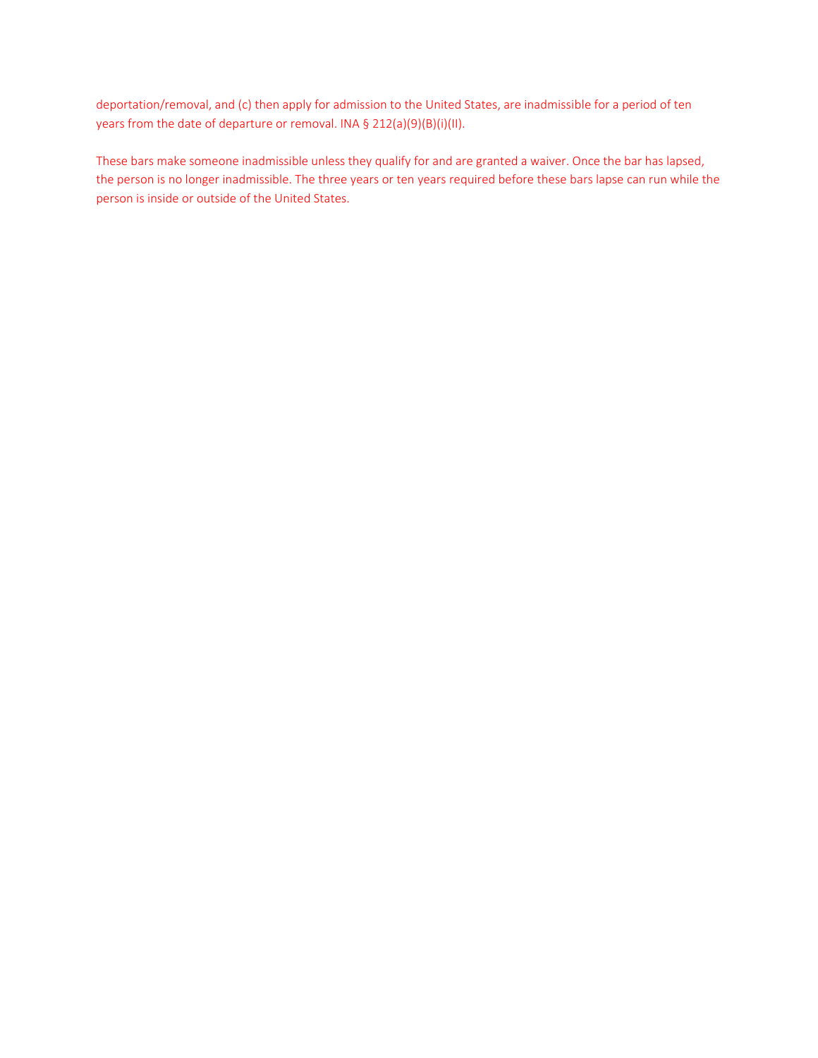deportation/removal, and (c) then apply for admission to the United States, are inadmissible for a period of ten years from the date of departure or removal. INA § 212(a)(9)(B)(i)(II).

These bars make someone inadmissible unless they qualify for and are granted a waiver. Once the bar has lapsed, the person is no longer inadmissible. The three years or ten years required before these bars lapse can run while the person is inside or outside of the United States.